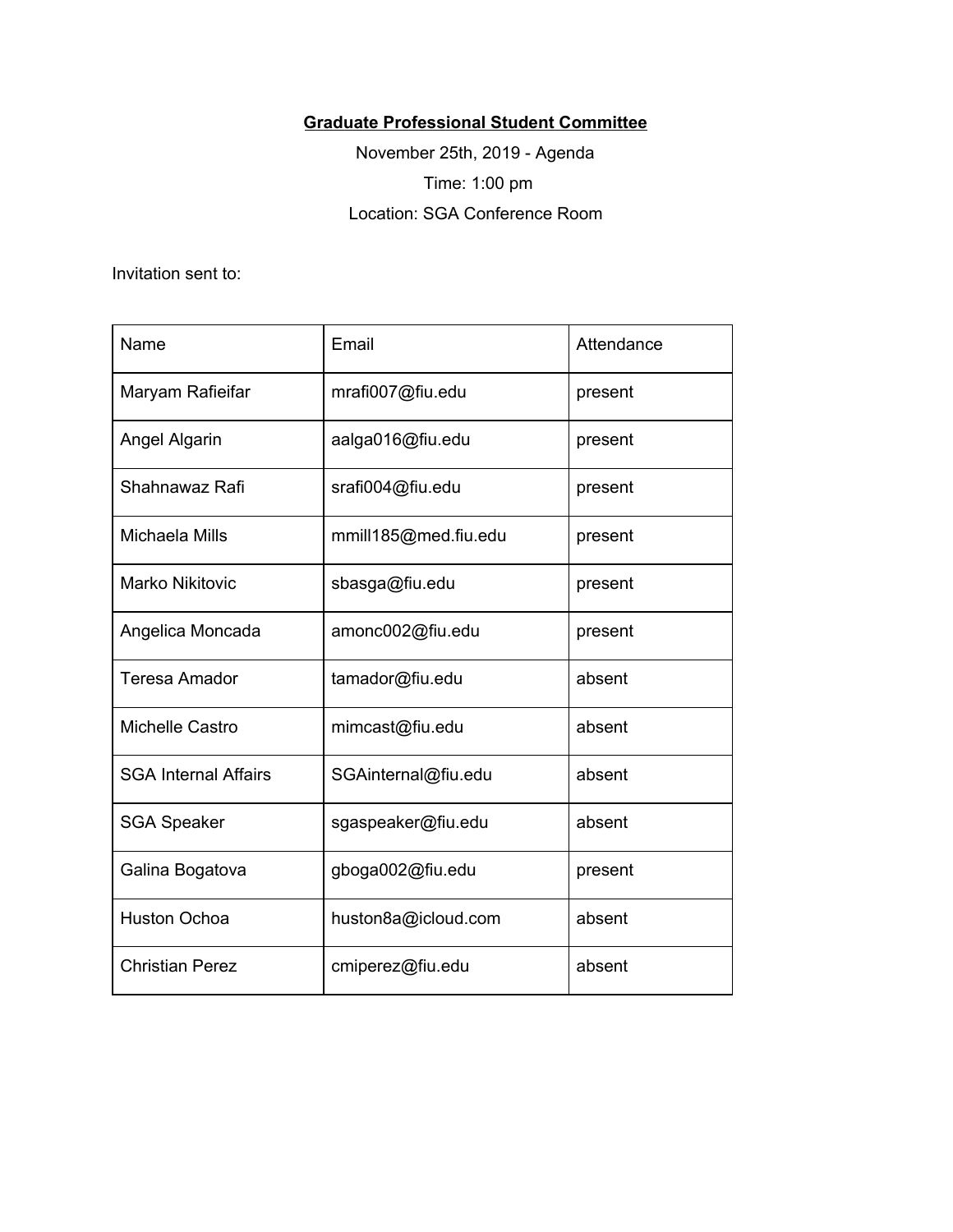**Graduate Professional Student Committee**

November 25th, 2019 - Agenda

Time: 1:00 pm

Location: SGA Conference Room

Invitation sent to:

| Name | Email | Attendance |
|---|---|---|
| Maryam Rafieifar | mrafi007@fiu.edu | present |
| Angel Algarin | aalga016@fiu.edu | present |
| Shahnawaz Rafi | srafi004@fiu.edu | present |
| Michaela Mills | mmill185@med.fiu.edu | present |
| Marko Nikitovic | sbasga@fiu.edu | present |
| Angelica Moncada | amonc002@fiu.edu | present |
| Teresa Amador | tamador@fiu.edu | absent |
| Michelle Castro | mimcast@fiu.edu | absent |
| SGA Internal Affairs | SGAinternal@fiu.edu | absent |
| SGA Speaker | sgaspeaker@fiu.edu | absent |
| Galina Bogatova | gboga002@fiu.edu | present |
| Huston Ochoa | huston8a@icloud.com | absent |
| Christian Perez | cmiperez@fiu.edu | absent |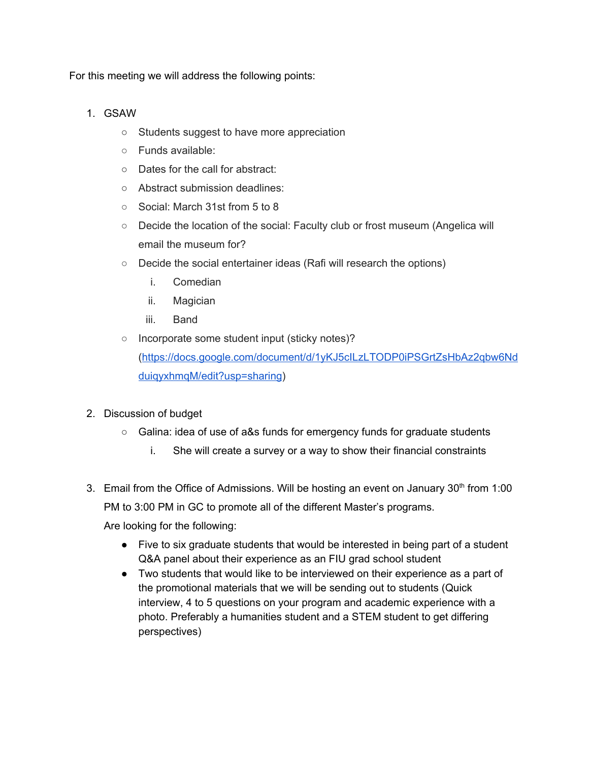For this meeting we will address the following points:

1. GSAW
   - Students suggest to have more appreciation
   - Funds available:
   - Dates for the call for abstract:
   - Abstract submission deadlines:
   - Social: March 31st from 5 to 8
   - Decide the location of the social: Faculty club or frost museum (Angelica will email the museum for?
   - Decide the social entertainer ideas (Rafi will research the options)
     i. Comedian
     ii. Magician
     iii. Band
   - Incorporate some student input (sticky notes)? ([https://docs.google.com/document/d/1yKJ5clLzLTODP0iPSGrtZsHbAz2qbw6NdduiqyxhmqM/edit?usp=sharing](https://docs.google.com/document/d/1yKJ5clLzLTODP0iPSGrtZsHbAz2qbw6NdduiqyxhmqM/edit?usp=sharing))

2. Discussion of budget
   - Galina: idea of use of a&s funds for emergency funds for graduate students
     i. She will create a survey or a way to show their financial constraints

3. Email from the Office of Admissions. Will be hosting an event on January 30th from 1:00 PM to 3:00 PM in GC to promote all of the different Master's programs.
   Are looking for the following:
   - Five to six graduate students that would be interested in being part of a student Q&A panel about their experience as an FIU grad school student
   - Two students that would like to be interviewed on their experience as a part of the promotional materials that we will be sending out to students (Quick interview, 4 to 5 questions on your program and academic experience with a photo. Preferably a humanities student and a STEM student to get differing perspectives)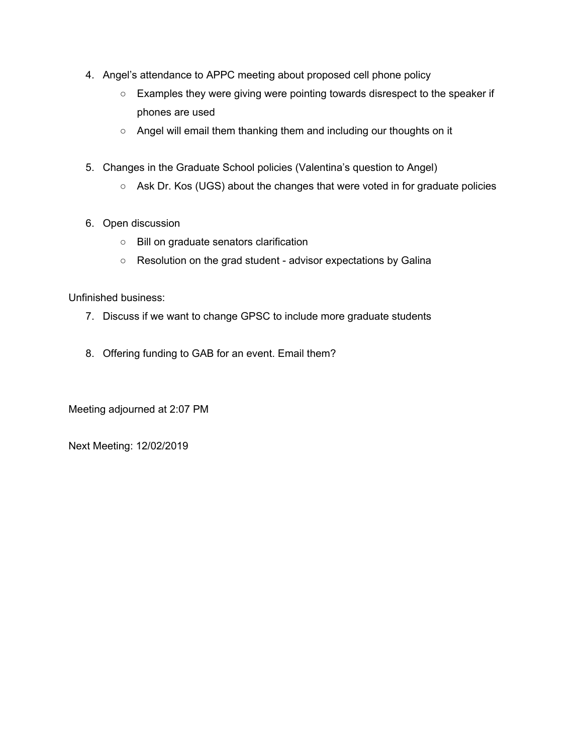4. Angel's attendance to APPC meeting about proposed cell phone policy
    - Examples they were giving were pointing towards disrespect to the speaker if phones are used
    - Angel will email them thanking them and including our thoughts on it

5. Changes in the Graduate School policies (Valentina's question to Angel)
    - Ask Dr. Kos (UGS) about the changes that were voted in for graduate policies

6. Open discussion
    - Bill on graduate senators clarification
    - Resolution on the grad student - advisor expectations by Galina

Unfinished business:

7. Discuss if we want to change GPSC to include more graduate students

8. Offering funding to GAB for an event. Email them?

Meeting adjourned at 2:07 PM

Next Meeting: 12/02/2019